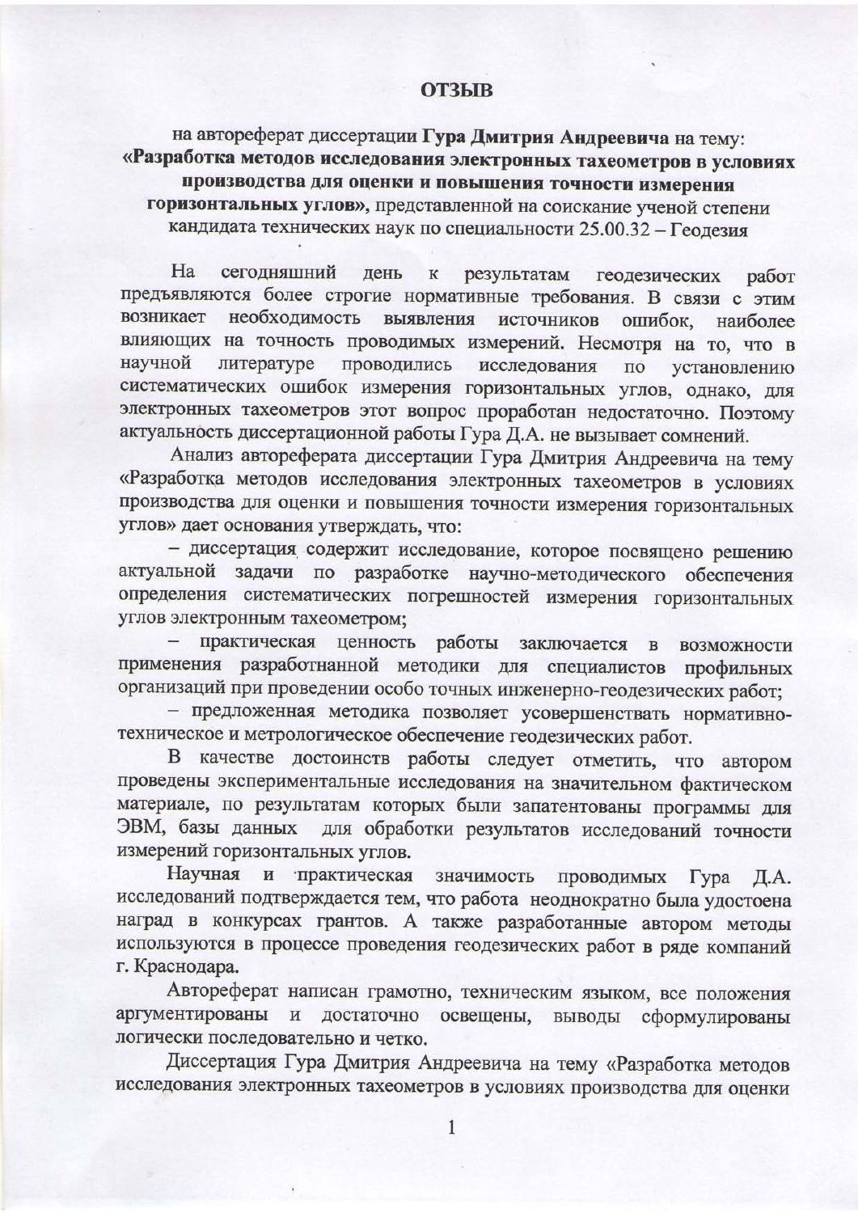# ОТЗЫВ

на автореферат диссертации **Гура Дмитрия Андреевича** на тему: **«Разработка методов исследования электронных тахеометров в условиях производства для оценки и повышения точности измерения горизонтальных углов»**, представленной на соискание ученой степени кандидата технических наук по специальности 25.00.32 – Геодезия

На сегодняшний день к результатам геодезических работ предъявляются более строгие нормативные требования. В связи с этим возникает необходимость выявления источников ошибок, наиболее влияющих на точность проводимых измерений. Несмотря на то, что в научной литературе проводились исследования по установлению систематических ошибок измерения горизонтальных углов, однако, для электронных тахеометров этот вопрос проработан недостаточно. Поэтому актуальность диссертационной работы Гура Д.А. не вызывает сомнений.

Анализ автореферата диссертации Гура Дмитрия Андреевича на тему «Разработка методов исследования электронных тахеометров в условиях производства для оценки и повышения точности измерения горизонтальных углов» дает основания утверждать, что:

– диссертация содержит исследование, которое посвящено решению актуальной задачи по разработке научно-методического обеспечения определения систематических погрешностей измерения горизонтальных углов электронным тахеометром;

– практическая ценность работы заключается в возможности применения разработнанной методики для специалистов профильных организаций при проведении особо точных инженерно-геодезических работ;

– предложенная методика позволяет усовершенствать нормативно-техническое и метрологическое обеспечение геодезических работ.

В качестве достоинств работы следует отметить, что автором проведены экспериментальные исследования на значительном фактическом материале, по результатам которых были запатентованы программы для ЭВМ, базы данных для обработки результатов исследований точности измерений горизонтальных углов.

Научная и практическая значимость проводимых Гура Д.А. исследований подтверждается тем, что работа неоднократно была удостоена наград в конкурсах грантов. А также разработанные автором методы используются в процессе проведения геодезических работ в ряде компаний г. Краснодара.

Автореферат написан грамотно, техническим языком, все положения аргументированы и достаточно освещены, выводы сформулированы логически последовательно и четко.

Диссертация Гура Дмитрия Андреевича на тему «Разработка методов исследования электронных тахеометров в условиях производства для оценки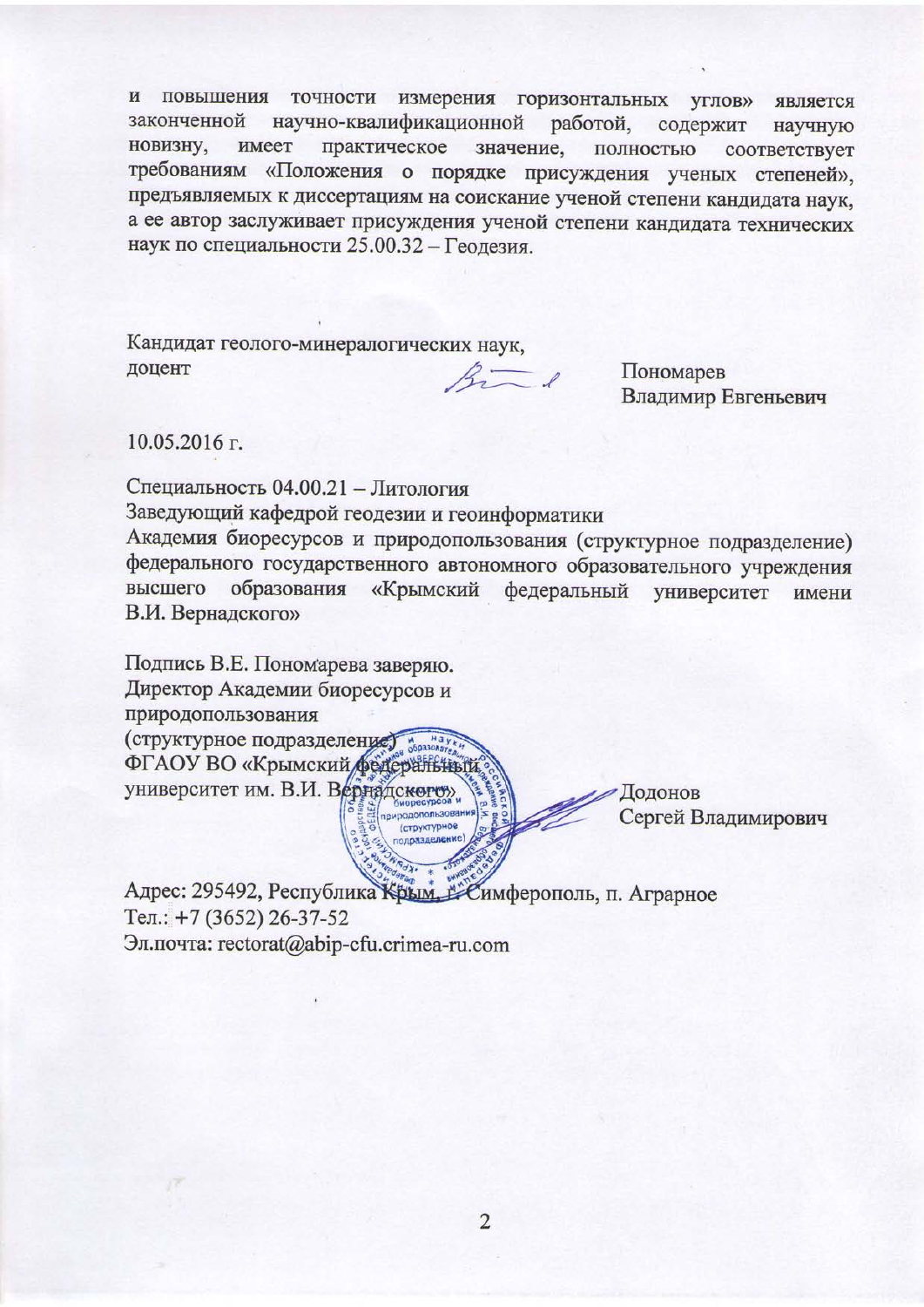и повышения точности измерения горизонтальных углов» является законченной научно-квалификационной работой, содержит научную новизну, имеет практическое значение, полностью соответствует требованиям «Положения о порядке присуждения ученых степеней», предъявляемых к диссертациям на соискание ученой степени кандидата наук, а ее автор заслуживает присуждения ученой степени кандидата технических наук по специальности 25.00.32 – Геодезия.

Кандидат геолого-минералогических наук,
доцент

Пономарев
Владимир Евгеньевич

10.05.2016 г.

Специальность 04.00.21 – Литология
Заведующий кафедрой геодезии и геоинформатики
Академия биоресурсов и природопользования (структурное подразделение) федерального государственного автономного образовательного учреждения высшего образования «Крымский федеральный университет имени В.И. Вернадского»

Подпись В.Е. Пономарева заверяю.
Директор Академии биоресурсов и природопользования
(структурное подразделение)
ФГАОУ ВО «Крымский федеральный университет им. В.И. Вернадского»

Додонов
Сергей Владимирович

Адрес: 295492, Республика Крым, г. Симферополь, п. Аграрное
Тел.: +7 (3652) 26-37-52
Эл.почта: rectorat@abip-cfu.crimea-ru.com